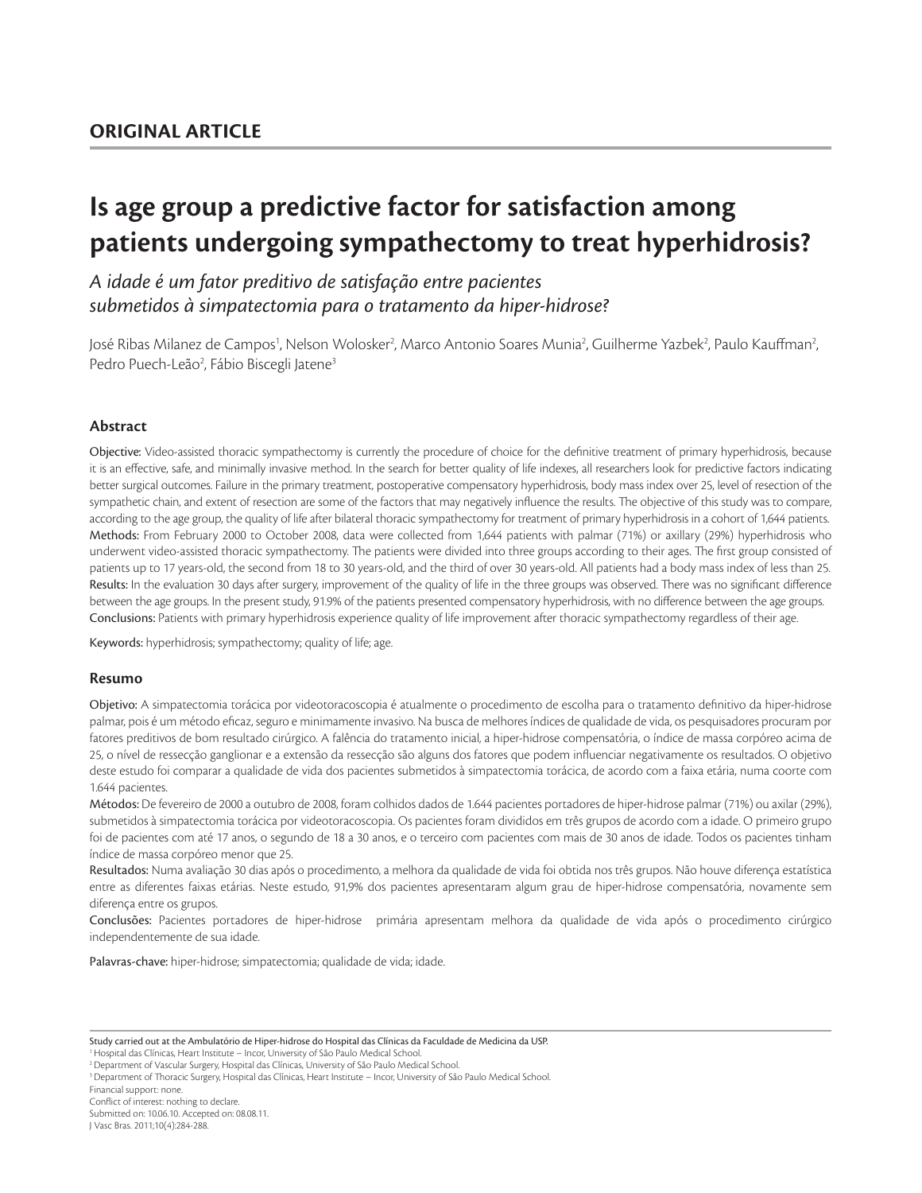## ORIGINAL ARTICLE

# Is age group a predictive factor for satisfaction among patients undergoing sympathectomy to treat hyperhidrosis?

*A idade é um fator preditivo de satisfação entre pacientes submetidos à simpatectomia para o tratamento da hiper-hidrose?*

José Ribas Milanez de Campos[1], Nelson Wolosker[2], Marco Antonio Soares Munia[2], Guilherme Yazbek[2], Paulo Kauffman[2], Pedro Puech-Leão[2], Fábio Biscegli Jatene[3]

### Abstract

**Objective:** Video-assisted thoracic sympathectomy is currently the procedure of choice for the definitive treatment of primary hyperhidrosis, because it is an effective, safe, and minimally invasive method. In the search for better quality of life indexes, all researchers look for predictive factors indicating better surgical outcomes. Failure in the primary treatment, postoperative compensatory hyperhidrosis, body mass index over 25, level of resection of the sympathetic chain, and extent of resection are some of the factors that may negatively influence the results. The objective of this study was to compare, according to the age group, the quality of life after bilateral thoracic sympathectomy for treatment of primary hyperhidrosis in a cohort of 1,644 patients.
**Methods:** From February 2000 to October 2008, data were collected from 1,644 patients with palmar (71%) or axillary (29%) hyperhidrosis who underwent video-assisted thoracic sympathectomy. The patients were divided into three groups according to their ages. The first group consisted of patients up to 17 years-old, the second from 18 to 30 years-old, and the third of over 30 years-old. All patients had a body mass index of less than 25.
**Results:** In the evaluation 30 days after surgery, improvement of the quality of life in the three groups was observed. There was no significant difference between the age groups. In the present study, 91.9% of the patients presented compensatory hyperhidrosis, with no difference between the age groups.
**Conclusions:** Patients with primary hyperhidrosis experience quality of life improvement after thoracic sympathectomy regardless of their age.

**Keywords:** hyperhidrosis; sympathectomy; quality of life; age.

### Resumo

**Objetivo:** A simpatectomia torácica por videotoracoscopia é atualmente o procedimento de escolha para o tratamento definitivo da hiper-hidrose palmar, pois é um método eficaz, seguro e minimamente invasivo. Na busca de melhores índices de qualidade de vida, os pesquisadores procuram por fatores preditivos de bom resultado cirúrgico. A falência do tratamento inicial, a hiper-hidrose compensatória, o índice de massa corpóreo acima de 25, o nível de ressecção ganglionar e a extensão da ressecção são alguns dos fatores que podem influenciar negativamente os resultados. O objetivo deste estudo foi comparar a qualidade de vida dos pacientes submetidos à simpatectomia torácica, de acordo com a faixa etária, numa coorte com 1.644 pacientes.
**Métodos:** De fevereiro de 2000 a outubro de 2008, foram colhidos dados de 1.644 pacientes portadores de hiper-hidrose palmar (71%) ou axilar (29%), submetidos à simpatectomia torácica por videotoracoscopia. Os pacientes foram divididos em três grupos de acordo com a idade. O primeiro grupo foi de pacientes com até 17 anos, o segundo de 18 a 30 anos, e o terceiro com pacientes com mais de 30 anos de idade. Todos os pacientes tinham índice de massa corpóreo menor que 25.
**Resultados:** Numa avaliação 30 dias após o procedimento, a melhora da qualidade de vida foi obtida nos três grupos. Não houve diferença estatística entre as diferentes faixas etárias. Neste estudo, 91,9% dos pacientes apresentaram algum grau de hiper-hidrose compensatória, novamente sem diferença entre os grupos.
**Conclusões:** Pacientes portadores de hiper-hidrose primária apresentam melhora da qualidade de vida após o procedimento cirúrgico independentemente de sua idade.

**Palavras-chave:** hiper-hidrose; simpatectomia; qualidade de vida; idade.

---

Study carried out at the Ambulatório de Hiper-hidrose do Hospital das Clínicas da Faculdade de Medicina da USP.
[1] Hospital das Clínicas, Heart Institute – Incor, University of São Paulo Medical School.
[2] Department of Vascular Surgery, Hospital das Clínicas, University of São Paulo Medical School.
[3] Department of Thoracic Surgery, Hospital das Clínicas, Heart Institute – Incor, University of São Paulo Medical School.
Financial support: none.
Conflict of interest: nothing to declare.
Submitted on: 10.06.10. Accepted on: 08.08.11.
J Vasc Bras. 2011;10(4):284-288.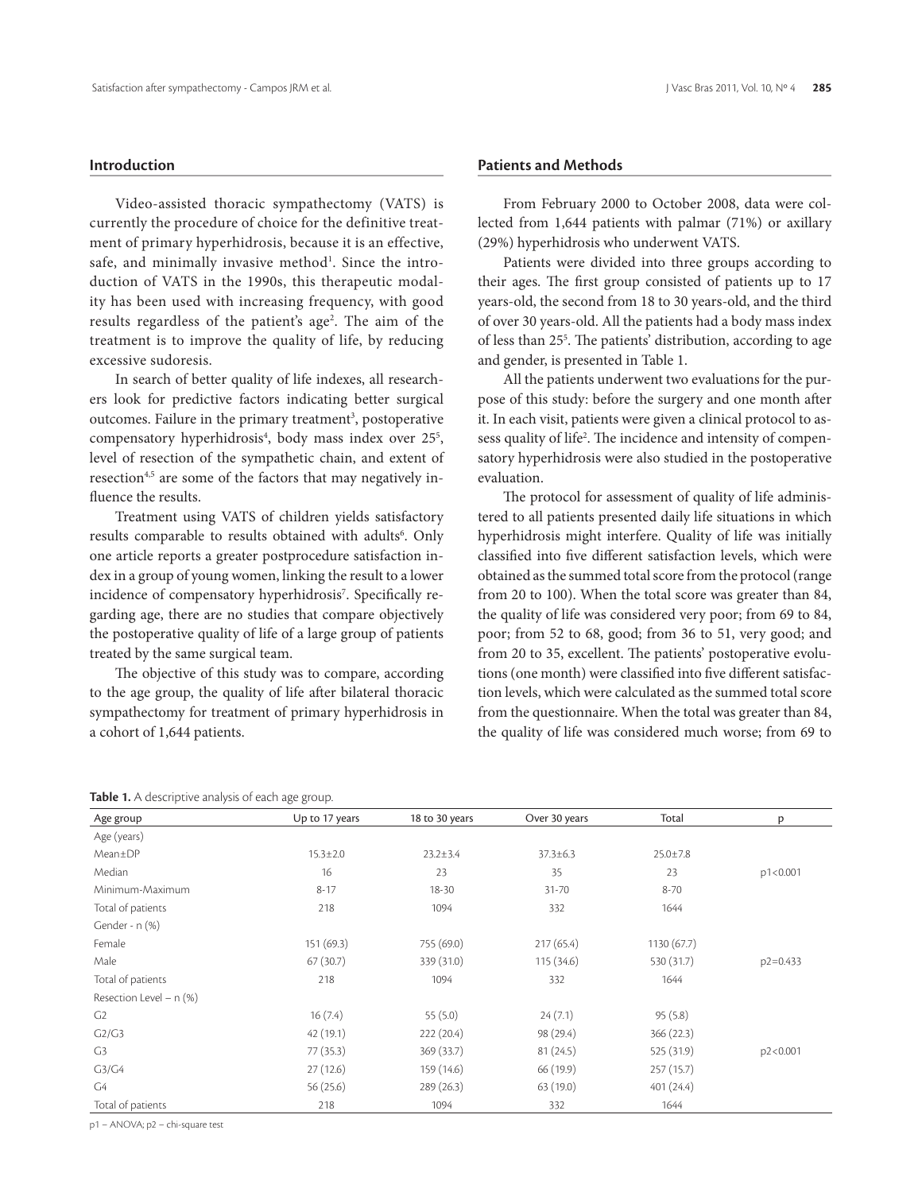## Introduction

Video-assisted thoracic sympathectomy (VATS) is currently the procedure of choice for the definitive treatment of primary hyperhidrosis, because it is an effective, safe, and minimally invasive method[1]. Since the introduction of VATS in the 1990s, this therapeutic modality has been used with increasing frequency, with good results regardless of the patient's age[2]. The aim of the treatment is to improve the quality of life, by reducing excessive sudoresis.

In search of better quality of life indexes, all researchers look for predictive factors indicating better surgical outcomes. Failure in the primary treatment[3], postoperative compensatory hyperhidrosis[4], body mass index over 25[5], level of resection of the sympathetic chain, and extent of resection[4,5] are some of the factors that may negatively influence the results.

Treatment using VATS of children yields satisfactory results comparable to results obtained with adults[6]. Only one article reports a greater postprocedure satisfaction index in a group of young women, linking the result to a lower incidence of compensatory hyperhidrosis[7]. Specifically regarding age, there are no studies that compare objectively the postoperative quality of life of a large group of patients treated by the same surgical team.

The objective of this study was to compare, according to the age group, the quality of life after bilateral thoracic sympathectomy for treatment of primary hyperhidrosis in a cohort of 1,644 patients.

## Patients and Methods

From February 2000 to October 2008, data were collected from 1,644 patients with palmar (71%) or axillary (29%) hyperhidrosis who underwent VATS.

Patients were divided into three groups according to their ages. The first group consisted of patients up to 17 years-old, the second from 18 to 30 years-old, and the third of over 30 years-old. All the patients had a body mass index of less than 25[5]. The patients' distribution, according to age and gender, is presented in Table 1.

All the patients underwent two evaluations for the purpose of this study: before the surgery and one month after it. In each visit, patients were given a clinical protocol to assess quality of life[2]. The incidence and intensity of compensatory hyperhidrosis were also studied in the postoperative evaluation.

The protocol for assessment of quality of life administered to all patients presented daily life situations in which hyperhidrosis might interfere. Quality of life was initially classified into five different satisfaction levels, which were obtained as the summed total score from the protocol (range from 20 to 100). When the total score was greater than 84, the quality of life was considered very poor; from 69 to 84, poor; from 52 to 68, good; from 36 to 51, very good; and from 20 to 35, excellent. The patients' postoperative evolutions (one month) were classified into five different satisfaction levels, which were calculated as the summed total score from the questionnaire. When the total was greater than 84, the quality of life was considered much worse; from 69 to

**Table 1.** A descriptive analysis of each age group.

| Age group | Up to 17 years | 18 to 30 years | Over 30 years | Total | p |
|---|---|---|---|---|---|
| Age (years) | | | | | |
| Mean±DP | 15.3±2.0 | 23.2±3.4 | 37.3±6.3 | 25.0±7.8 | |
| Median | 16 | 23 | 35 | 23 | p1<0.001 |
| Minimum-Maximum | 8-17 | 18-30 | 31-70 | 8-70 | |
| Total of patients | 218 | 1094 | 332 | 1644 | |
| Gender - n (%) | | | | | |
| Female | 151 (69.3) | 755 (69.0) | 217 (65.4) | 1130 (67.7) | |
| Male | 67 (30.7) | 339 (31.0) | 115 (34.6) | 530 (31.7) | p2=0.433 |
| Total of patients | 218 | 1094 | 332 | 1644 | |
| Resection Level – n (%) | | | | | |
| G2 | 16 (7.4) | 55 (5.0) | 24 (7.1) | 95 (5.8) | |
| G2/G3 | 42 (19.1) | 222 (20.4) | 98 (29.4) | 366 (22.3) | |
| G3 | 77 (35.3) | 369 (33.7) | 81 (24.5) | 525 (31.9) | p2<0.001 |
| G3/G4 | 27 (12.6) | 159 (14.6) | 66 (19.9) | 257 (15.7) | |
| G4 | 56 (25.6) | 289 (26.3) | 63 (19.0) | 401 (24.4) | |
| Total of patients | 218 | 1094 | 332 | 1644 | |

p1 – ANOVA; p2 – chi-square test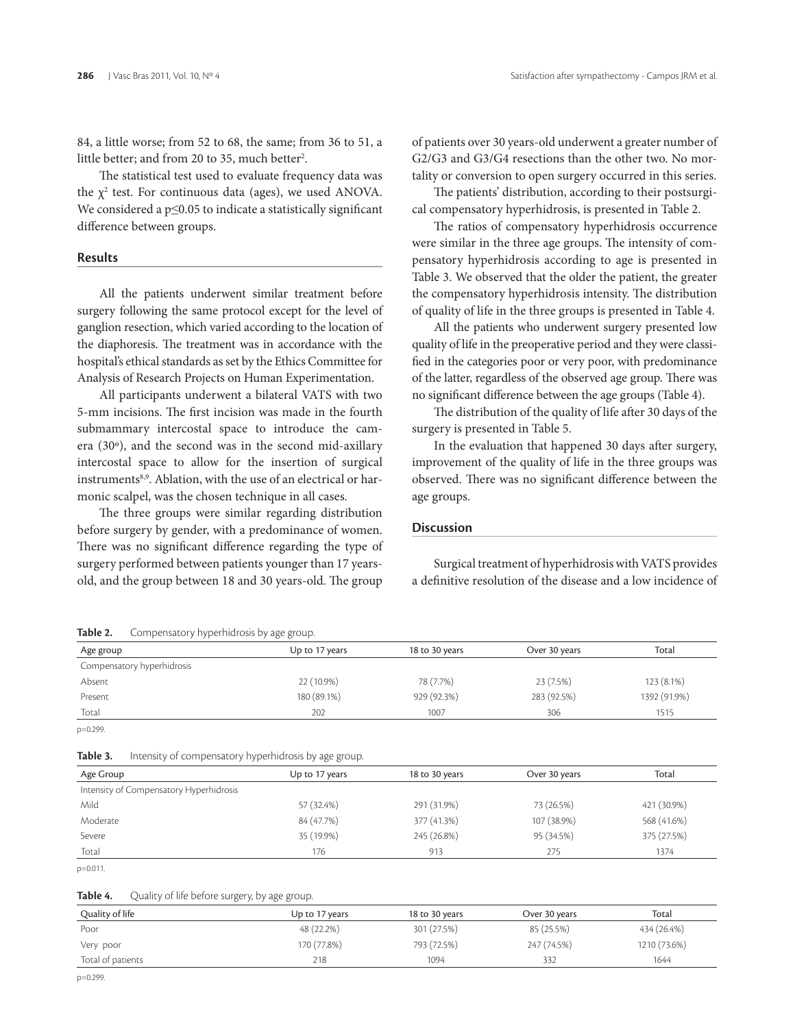84, a little worse; from 52 to 68, the same; from 36 to 51, a little better; and from 20 to 35, much better[2].

The statistical test used to evaluate frequency data was the $\chi^2$ test. For continuous data (ages), we used ANOVA. We considered a $p \leq 0.05$ to indicate a statistically significant difference between groups.

## Results

All the patients underwent similar treatment before surgery following the same protocol except for the level of ganglion resection, which varied according to the location of the diaphoresis. The treatment was in accordance with the hospital's ethical standards as set by the Ethics Committee for Analysis of Research Projects on Human Experimentation.

All participants underwent a bilateral VATS with two 5-mm incisions. The first incision was made in the fourth submammary intercostal space to introduce the camera (30º), and the second was in the second mid-axillary intercostal space to allow for the insertion of surgical instruments[8,9]. Ablation, with the use of an electrical or harmonic scalpel, was the chosen technique in all cases.

The three groups were similar regarding distribution before surgery by gender, with a predominance of women. There was no significant difference regarding the type of surgery performed between patients younger than 17 years-old, and the group between 18 and 30 years-old. The group of patients over 30 years-old underwent a greater number of G2/G3 and G3/G4 resections than the other two. No mortality or conversion to open surgery occurred in this series.

The patients' distribution, according to their postsurgical compensatory hyperhidrosis, is presented in Table 2.

The ratios of compensatory hyperhidrosis occurrence were similar in the three age groups. The intensity of compensatory hyperhidrosis according to age is presented in Table 3. We observed that the older the patient, the greater the compensatory hyperhidrosis intensity. The distribution of quality of life in the three groups is presented in Table 4.

All the patients who underwent surgery presented low quality of life in the preoperative period and they were classified in the categories poor or very poor, with predominance of the latter, regardless of the observed age group. There was no significant difference between the age groups (Table 4).

The distribution of the quality of life after 30 days of the surgery is presented in Table 5.

In the evaluation that happened 30 days after surgery, improvement of the quality of life in the three groups was observed. There was no significant difference between the age groups.

## Discussion

Surgical treatment of hyperhidrosis with VATS provides a definitive resolution of the disease and a low incidence of

**Table 2.** Compensatory hyperhidrosis by age group.

| Age group | Up to 17 years | 18 to 30 years | Over 30 years | Total |
|---|---|---|---|---|
| Compensatory hyperhidrosis | | | | |
| Absent | 22 (10.9%) | 78 (7.7%) | 23 (7.5%) | 123 (8.1%) |
| Present | 180 (89.1%) | 929 (92.3%) | 283 (92.5%) | 1392 (91.9%) |
| Total | 202 | 1007 | 306 | 1515 |

p=0.299.

**Table 3.** Intensity of compensatory hyperhidrosis by age group.

| Age Group | Up to 17 years | 18 to 30 years | Over 30 years | Total |
|---|---|---|---|---|
| Intensity of Compensatory Hyperhidrosis | | | | |
| Mild | 57 (32.4%) | 291 (31.9%) | 73 (26.5%) | 421 (30.9%) |
| Moderate | 84 (47.7%) | 377 (41.3%) | 107 (38.9%) | 568 (41.6%) |
| Severe | 35 (19.9%) | 245 (26.8%) | 95 (34.5%) | 375 (27.5%) |
| Total | 176 | 913 | 275 | 1374 |

p=0.011.

**Table 4.** Quality of life before surgery, by age group.

| Quality of life | Up to 17 years | 18 to 30 years | Over 30 years | Total |
|---|---|---|---|---|
| Poor | 48 (22.2%) | 301 (27.5%) | 85 (25.5%) | 434 (26.4%) |
| Very poor | 170 (77.8%) | 793 (72.5%) | 247 (74.5%) | 1210 (73.6%) |
| Total of patients | 218 | 1094 | 332 | 1644 |

p=0.299.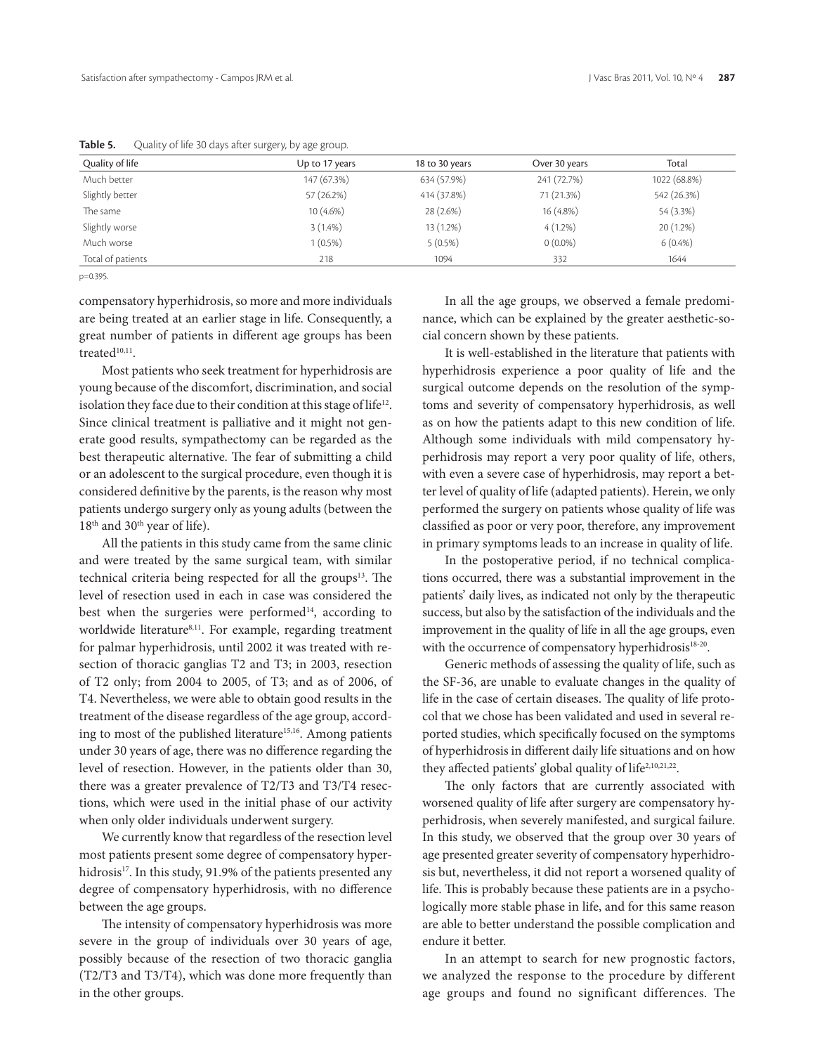**Table 5.** Quality of life 30 days after surgery, by age group.

| Quality of life | Up to 17 years | 18 to 30 years | Over 30 years | Total |
|---|---|---|---|---|
| Much better | 147 (67.3%) | 634 (57.9%) | 241 (72.7%) | 1022 (68.8%) |
| Slightly better | 57 (26.2%) | 414 (37.8%) | 71 (21.3%) | 542 (26.3%) |
| The same | 10 (4.6%) | 28 (2.6%) | 16 (4.8%) | 54 (3.3%) |
| Slightly worse | 3 (1.4%) | 13 (1.2%) | 4 (1.2%) | 20 (1.2%) |
| Much worse | 1 (0.5%) | 5 (0.5%) | 0 (0.0%) | 6 (0.4%) |
| Total of patients | 218 | 1094 | 332 | 1644 |

p=0.395.

compensatory hyperhidrosis, so more and more individuals are being treated at an earlier stage in life. Consequently, a great number of patients in different age groups has been treated[10,11].

Most patients who seek treatment for hyperhidrosis are young because of the discomfort, discrimination, and social isolation they face due to their condition at this stage of life[12]. Since clinical treatment is palliative and it might not generate good results, sympathectomy can be regarded as the best therapeutic alternative. The fear of submitting a child or an adolescent to the surgical procedure, even though it is considered definitive by the parents, is the reason why most patients undergo surgery only as young adults (between the 18th and 30th year of life).

All the patients in this study came from the same clinic and were treated by the same surgical team, with similar technical criteria being respected for all the groups[13]. The level of resection used in each in case was considered the best when the surgeries were performed[14], according to worldwide literature[8,11]. For example, regarding treatment for palmar hyperhidrosis, until 2002 it was treated with resection of thoracic ganglias T2 and T3; in 2003, resection of T2 only; from 2004 to 2005, of T3; and as of 2006, of T4. Nevertheless, we were able to obtain good results in the treatment of the disease regardless of the age group, according to most of the published literature[15,16]. Among patients under 30 years of age, there was no difference regarding the level of resection. However, in the patients older than 30, there was a greater prevalence of T2/T3 and T3/T4 resections, which were used in the initial phase of our activity when only older individuals underwent surgery.

We currently know that regardless of the resection level most patients present some degree of compensatory hyperhidrosis[17]. In this study, 91.9% of the patients presented any degree of compensatory hyperhidrosis, with no difference between the age groups.

The intensity of compensatory hyperhidrosis was more severe in the group of individuals over 30 years of age, possibly because of the resection of two thoracic ganglia (T2/T3 and T3/T4), which was done more frequently than in the other groups.

In all the age groups, we observed a female predominance, which can be explained by the greater aesthetic-social concern shown by these patients.

It is well-established in the literature that patients with hyperhidrosis experience a poor quality of life and the surgical outcome depends on the resolution of the symptoms and severity of compensatory hyperhidrosis, as well as on how the patients adapt to this new condition of life. Although some individuals with mild compensatory hyperhidrosis may report a very poor quality of life, others, with even a severe case of hyperhidrosis, may report a better level of quality of life (adapted patients). Herein, we only performed the surgery on patients whose quality of life was classified as poor or very poor, therefore, any improvement in primary symptoms leads to an increase in quality of life.

In the postoperative period, if no technical complications occurred, there was a substantial improvement in the patients' daily lives, as indicated not only by the therapeutic success, but also by the satisfaction of the individuals and the improvement in the quality of life in all the age groups, even with the occurrence of compensatory hyperhidrosis[18-20].

Generic methods of assessing the quality of life, such as the SF-36, are unable to evaluate changes in the quality of life in the case of certain diseases. The quality of life protocol that we chose has been validated and used in several reported studies, which specifically focused on the symptoms of hyperhidrosis in different daily life situations and on how they affected patients' global quality of life[2,10,21,22].

The only factors that are currently associated with worsened quality of life after surgery are compensatory hyperhidrosis, when severely manifested, and surgical failure. In this study, we observed that the group over 30 years of age presented greater severity of compensatory hyperhidrosis but, nevertheless, it did not report a worsened quality of life. This is probably because these patients are in a psychologically more stable phase in life, and for this same reason are able to better understand the possible complication and endure it better.

In an attempt to search for new prognostic factors, we analyzed the response to the procedure by different age groups and found no significant differences. The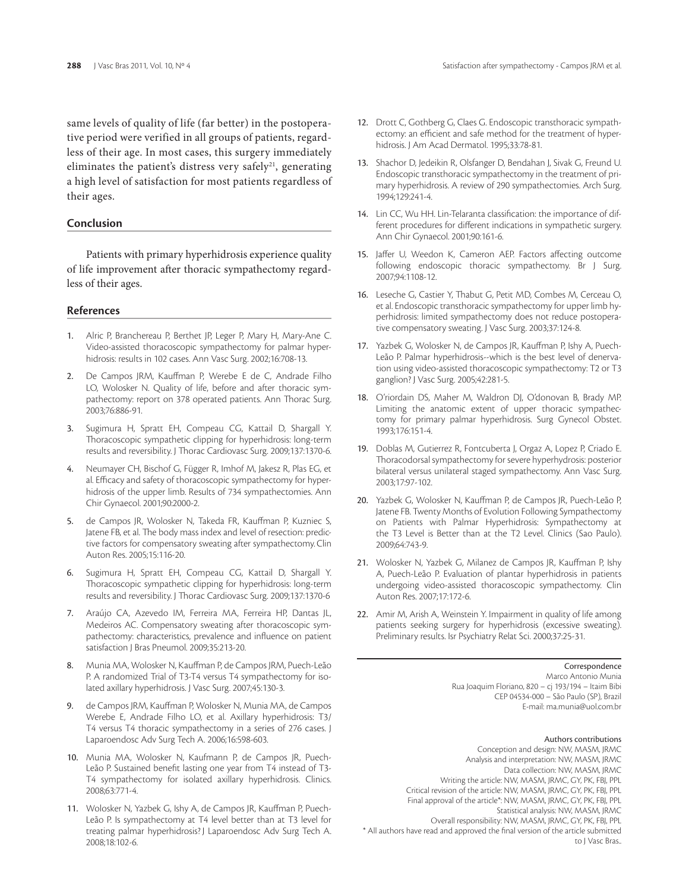same levels of quality of life (far better) in the postoperative period were verified in all groups of patients, regardless of their age. In most cases, this surgery immediately eliminates the patient's distress very safely[21], generating a high level of satisfaction for most patients regardless of their ages.

## Conclusion

Patients with primary hyperhidrosis experience quality of life improvement after thoracic sympathectomy regardless of their ages.

## References

1. Alric P, Branchereau P, Berthet JP, Leger P, Mary H, Mary-Ane C. Video-assisted thoracoscopic sympathectomy for palmar hyperhidrosis: results in 102 cases. Ann Vasc Surg. 2002;16:708-13.
2. De Campos JRM, Kauffman P, Werebe E de C, Andrade Filho LO, Wolosker N. Quality of life, before and after thoracic sympathectomy: report on 378 operated patients. Ann Thorac Surg. 2003;76:886-91.
3. Sugimura H, Spratt EH, Compeau CG, Kattail D, Shargall Y. Thoracoscopic sympathetic clipping for hyperhidrosis: long-term results and reversibility. J Thorac Cardiovasc Surg. 2009;137:1370-6.
4. Neumayer CH, Bischof G, Függer R, Imhof M, Jakesz R, Plas EG, et al. Efficacy and safety of thoracoscopic sympathectomy for hyperhidrosis of the upper limb. Results of 734 sympathectomies. Ann Chir Gynaecol. 2001;90:2000-2.
5. de Campos JR, Wolosker N, Takeda FR, Kauffman P, Kuzniec S, Jatene FB, et al. The body mass index and level of resection: predictive factors for compensatory sweating after sympathectomy. Clin Auton Res. 2005;15:116-20.
6. Sugimura H, Spratt EH, Compeau CG, Kattail D, Shargall Y. Thoracoscopic sympathetic clipping for hyperhidrosis: long-term results and reversibility. J Thorac Cardiovasc Surg. 2009;137:1370-6
7. Araújo CA, Azevedo IM, Ferreira MA, Ferreira HP, Dantas JL, Medeiros AC. Compensatory sweating after thoracoscopic sympathectomy: characteristics, prevalence and influence on patient satisfaction J Bras Pneumol. 2009;35:213-20.
8. Munia MA, Wolosker N, Kauffman P, de Campos JRM, Puech-Leão P. A randomized Trial of T3-T4 versus T4 sympathectomy for isolated axillary hyperhidrosis. J Vasc Surg. 2007;45:130-3.
9. de Campos JRM, Kauffman P, Wolosker N, Munia MA, de Campos Werebe E, Andrade Filho LO, et al. Axillary hyperhidrosis: T3/T4 versus T4 thoracic sympathectomy in a series of 276 cases. J Laparoendosc Adv Surg Tech A. 2006;16:598-603.
10. Munia MA, Wolosker N, Kaufmann P, de Campos JR, Puech-Leão P. Sustained benefit lasting one year from T4 instead of T3-T4 sympathectomy for isolated axillary hyperhidrosis. Clinics. 2008;63:771-4.
11. Wolosker N, Yazbek G, Ishy A, de Campos JR, Kauffman P, Puech-Leão P. Is sympathectomy at T4 level better than at T3 level for treating palmar hyperhidrosis? J Laparoendosc Adv Surg Tech A. 2008;18:102-6.
12. Drott C, Gothberg G, Claes G. Endoscopic transthoracic sympathectomy: an efficient and safe method for the treatment of hyperhidrosis. J Am Acad Dermatol. 1995;33:78-81.
13. Shachor D, Jedeikin R, Olsfanger D, Bendahan J, Sivak G, Freund U. Endoscopic transthoracic sympathectomy in the treatment of primary hyperhidrosis. A review of 290 sympathectomies. Arch Surg. 1994;129:241-4.
14. Lin CC, Wu HH. Lin-Telaranta classification: the importance of different procedures for different indications in sympathetic surgery. Ann Chir Gynaecol. 2001;90:161-6.
15. Jaffer U, Weedon K, Cameron AEP. Factors affecting outcome following endoscopic thoracic sympathectomy. Br J Surg. 2007;94:1108-12.
16. Leseche G, Castier Y, Thabut G, Petit MD, Combes M, Cerceau O, et al. Endoscopic transthoracic sympathectomy for upper limb hyperhidrosis: limited sympathectomy does not reduce postoperative compensatory sweating. J Vasc Surg. 2003;37:124-8.
17. Yazbek G, Wolosker N, de Campos JR, Kauffman P, Ishy A, Puech-Leão P. Palmar hyperhidrosis--which is the best level of denervation using video-assisted thoracoscopic sympathectomy: T2 or T3 ganglion? J Vasc Surg. 2005;42:281-5.
18. O'riordain DS, Maher M, Waldron DJ, O'donovan B, Brady MP. Limiting the anatomic extent of upper thoracic sympathectomy for primary palmar hyperhidrosis. Surg Gynecol Obstet. 1993;176:151-4.
19. Doblas M, Gutierrez R, Fontcuberta J, Orgaz A, Lopez P, Criado E. Thoracodorsal sympathectomy for severe hyperhydrosis: posterior bilateral versus unilateral staged sympathectomy. Ann Vasc Surg. 2003;17:97-102.
20. Yazbek G, Wolosker N, Kauffman P, de Campos JR, Puech-Leão P, Jatene FB. Twenty Months of Evolution Following Sympathectomy on Patients with Palmar Hyperhidrosis: Sympathectomy at the T3 Level is Better than at the T2 Level. Clinics (Sao Paulo). 2009;64:743-9.
21. Wolosker N, Yazbek G, Milanez de Campos JR, Kauffman P, Ishy A, Puech-Leão P. Evaluation of plantar hyperhidrosis in patients undergoing video-assisted thoracoscopic sympathectomy. Clin Auton Res. 2007;17:172-6.
22. Amir M, Arish A, Weinstein Y. Impairment in quality of life among patients seeking surgery for hyperhidrosis (excessive sweating). Preliminary results. Isr Psychiatry Relat Sci. 2000;37:25-31.

Correspondence
Marco Antonio Munia
Rua Joaquim Floriano, 820 – cj 193/194 – Itaim Bibi
CEP 04534-000 – São Paulo (SP), Brazil
E-mail: ma.munia@uol.com.br

Authors contributions
Conception and design: NW, MASM, JRMC
Analysis and interpretation: NW, MASM, JRMC
Data collection: NW, MASM, JRMC
Writing the article: NW, MASM, JRMC, GY, PK, FBJ, PPL
Critical revision of the article: NW, MASM, JRMC, GY, PK, FBJ, PPL
Final approval of the article*: NW, MASM, JRMC, GY, PK, FBJ, PPL
Statistical analysis: NW, MASM, JRMC
Overall responsibility: NW, MASM, JRMC, GY, PK, FBJ, PPL
* All authors have read and approved the final version of the article submitted to J Vasc Bras..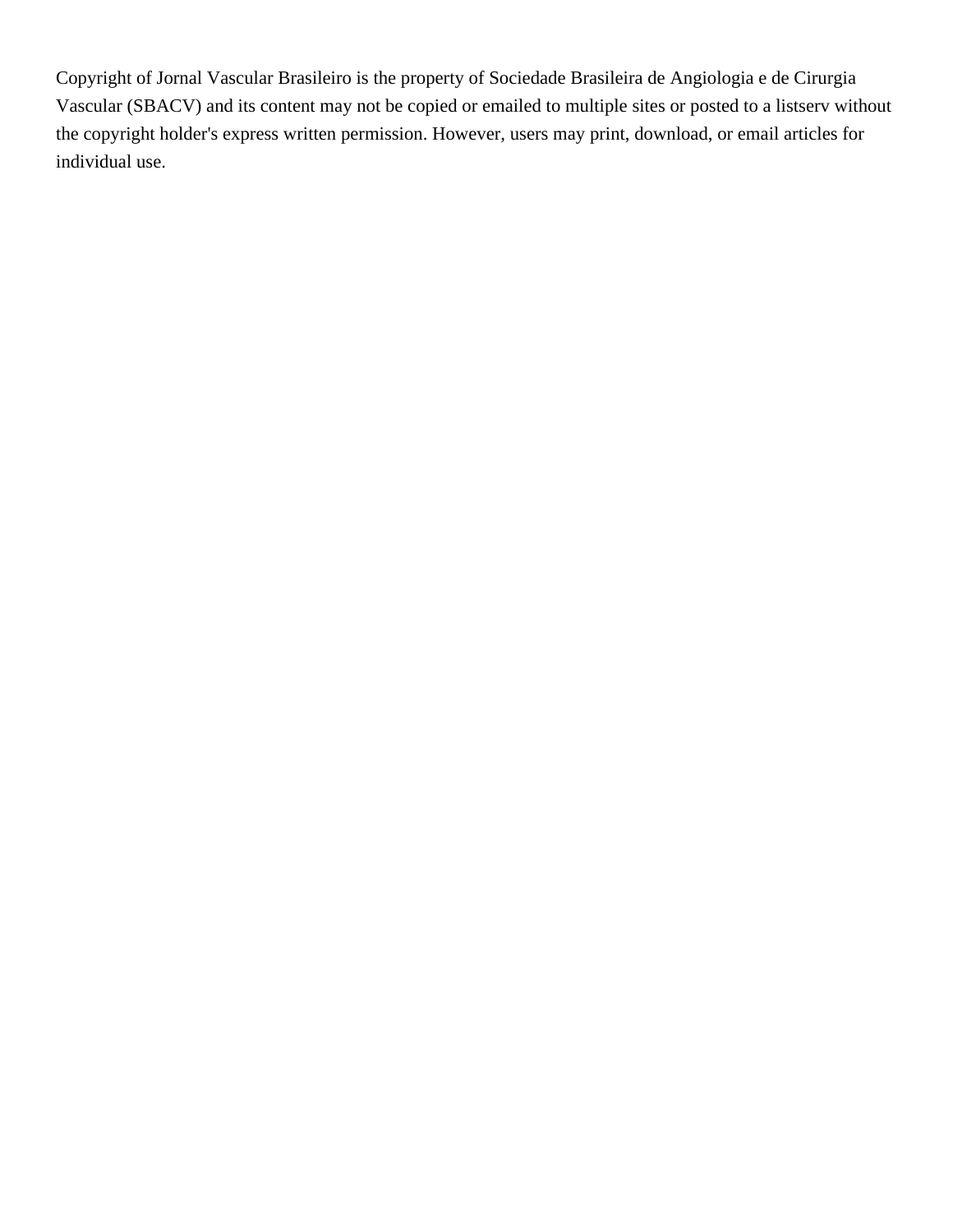Copyright of Jornal Vascular Brasileiro is the property of Sociedade Brasileira de Angiologia e de Cirurgia Vascular (SBACV) and its content may not be copied or emailed to multiple sites or posted to a listserv without the copyright holder's express written permission. However, users may print, download, or email articles for individual use.